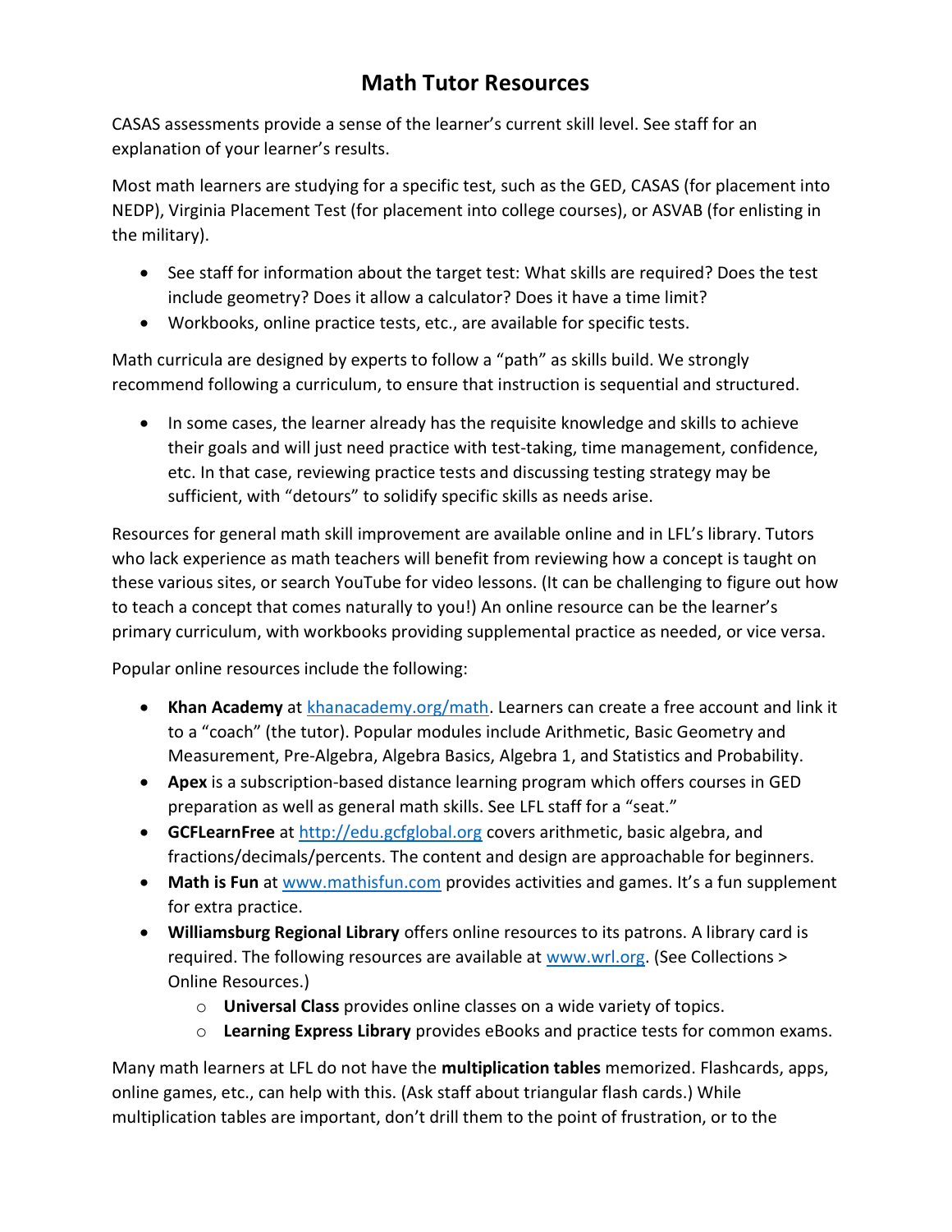# Math Tutor Resources

CASAS assessments provide a sense of the learner's current skill level. See staff for an explanation of your learner's results.

Most math learners are studying for a specific test, such as the GED, CASAS (for placement into NEDP), Virginia Placement Test (for placement into college courses), or ASVAB (for enlisting in the military).

- See staff for information about the target test: What skills are required? Does the test include geometry? Does it allow a calculator? Does it have a time limit?
- Workbooks, online practice tests, etc., are available for specific tests.

Math curricula are designed by experts to follow a "path" as skills build. We strongly recommend following a curriculum, to ensure that instruction is sequential and structured.

- In some cases, the learner already has the requisite knowledge and skills to achieve their goals and will just need practice with test-taking, time management, confidence, etc. In that case, reviewing practice tests and discussing testing strategy may be sufficient, with "detours" to solidify specific skills as needs arise.

Resources for general math skill improvement are available online and in LFL's library. Tutors who lack experience as math teachers will benefit from reviewing how a concept is taught on these various sites, or search YouTube for video lessons. (It can be challenging to figure out how to teach a concept that comes naturally to you!) An online resource can be the learner's primary curriculum, with workbooks providing supplemental practice as needed, or vice versa.

Popular online resources include the following:

- **Khan Academy** at [khanacademy.org/math](khanacademy.org/math). Learners can create a free account and link it to a "coach" (the tutor). Popular modules include Arithmetic, Basic Geometry and Measurement, Pre-Algebra, Algebra Basics, Algebra 1, and Statistics and Probability.
- **Apex** is a subscription-based distance learning program which offers courses in GED preparation as well as general math skills. See LFL staff for a "seat."
- **GCFLearnFree** at [http://edu.gcfglobal.org](http://edu.gcfglobal.org) covers arithmetic, basic algebra, and fractions/decimals/percents. The content and design are approachable for beginners.
- **Math is Fun** at [www.mathisfun.com](www.mathisfun.com) provides activities and games. It's a fun supplement for extra practice.
- **Williamsburg Regional Library** offers online resources to its patrons. A library card is required. The following resources are available at [www.wrl.org](www.wrl.org). (See Collections > Online Resources.)
  - **Universal Class** provides online classes on a wide variety of topics.
  - **Learning Express Library** provides eBooks and practice tests for common exams.

Many math learners at LFL do not have the **multiplication tables** memorized. Flashcards, apps, online games, etc., can help with this. (Ask staff about triangular flash cards.) While multiplication tables are important, don't drill them to the point of frustration, or to the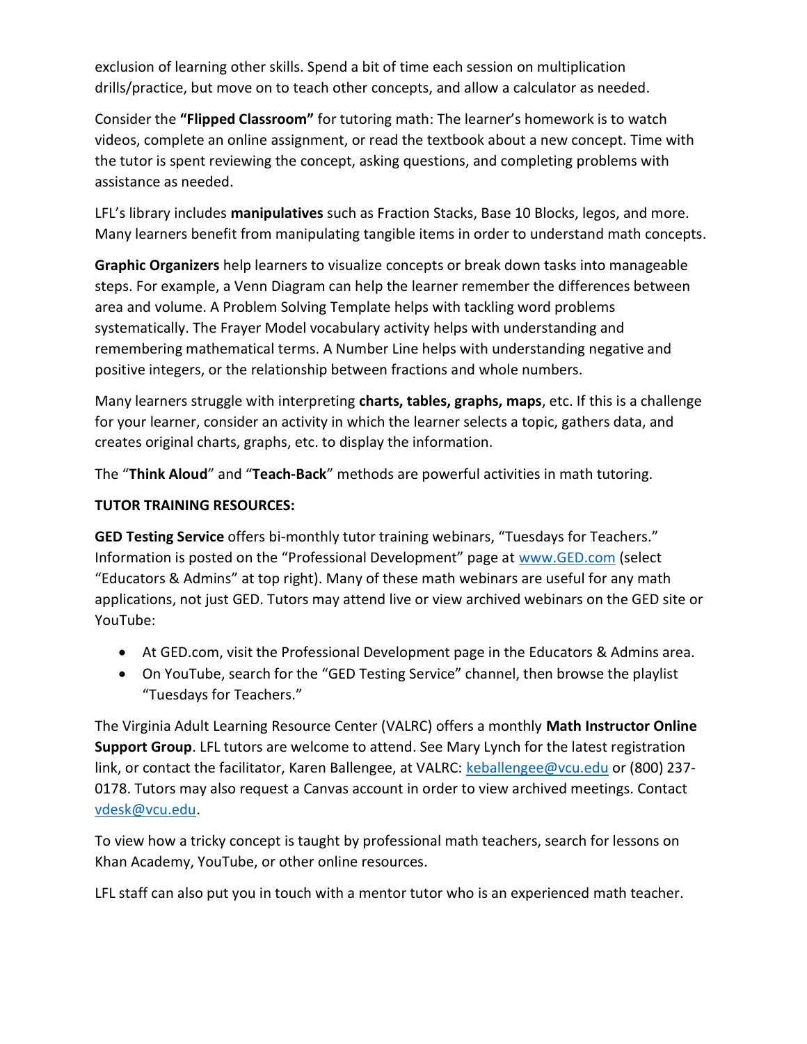exclusion of learning other skills. Spend a bit of time each session on multiplication drills/practice, but move on to teach other concepts, and allow a calculator as needed.

Consider the **"Flipped Classroom"** for tutoring math: The learner's homework is to watch videos, complete an online assignment, or read the textbook about a new concept. Time with the tutor is spent reviewing the concept, asking questions, and completing problems with assistance as needed.

LFL's library includes **manipulatives** such as Fraction Stacks, Base 10 Blocks, legos, and more. Many learners benefit from manipulating tangible items in order to understand math concepts.

**Graphic Organizers** help learners to visualize concepts or break down tasks into manageable steps. For example, a Venn Diagram can help the learner remember the differences between area and volume. A Problem Solving Template helps with tackling word problems systematically. The Frayer Model vocabulary activity helps with understanding and remembering mathematical terms. A Number Line helps with understanding negative and positive integers, or the relationship between fractions and whole numbers.

Many learners struggle with interpreting **charts, tables, graphs, maps**, etc. If this is a challenge for your learner, consider an activity in which the learner selects a topic, gathers data, and creates original charts, graphs, etc. to display the information.

The "**Think Aloud**" and "**Teach-Back**" methods are powerful activities in math tutoring.

**TUTOR TRAINING RESOURCES:**

**GED Testing Service** offers bi-monthly tutor training webinars, "Tuesdays for Teachers." Information is posted on the "Professional Development" page at www.GED.com (select "Educators & Admins" at top right). Many of these math webinars are useful for any math applications, not just GED. Tutors may attend live or view archived webinars on the GED site or YouTube:

- At GED.com, visit the Professional Development page in the Educators & Admins area.
- On YouTube, search for the "GED Testing Service" channel, then browse the playlist "Tuesdays for Teachers."

The Virginia Adult Learning Resource Center (VALRC) offers a monthly **Math Instructor Online Support Group**. LFL tutors are welcome to attend. See Mary Lynch for the latest registration link, or contact the facilitator, Karen Ballengee, at VALRC: keballengee@vcu.edu or (800) 237-0178. Tutors may also request a Canvas account in order to view archived meetings. Contact vdesk@vcu.edu.

To view how a tricky concept is taught by professional math teachers, search for lessons on Khan Academy, YouTube, or other online resources.

LFL staff can also put you in touch with a mentor tutor who is an experienced math teacher.